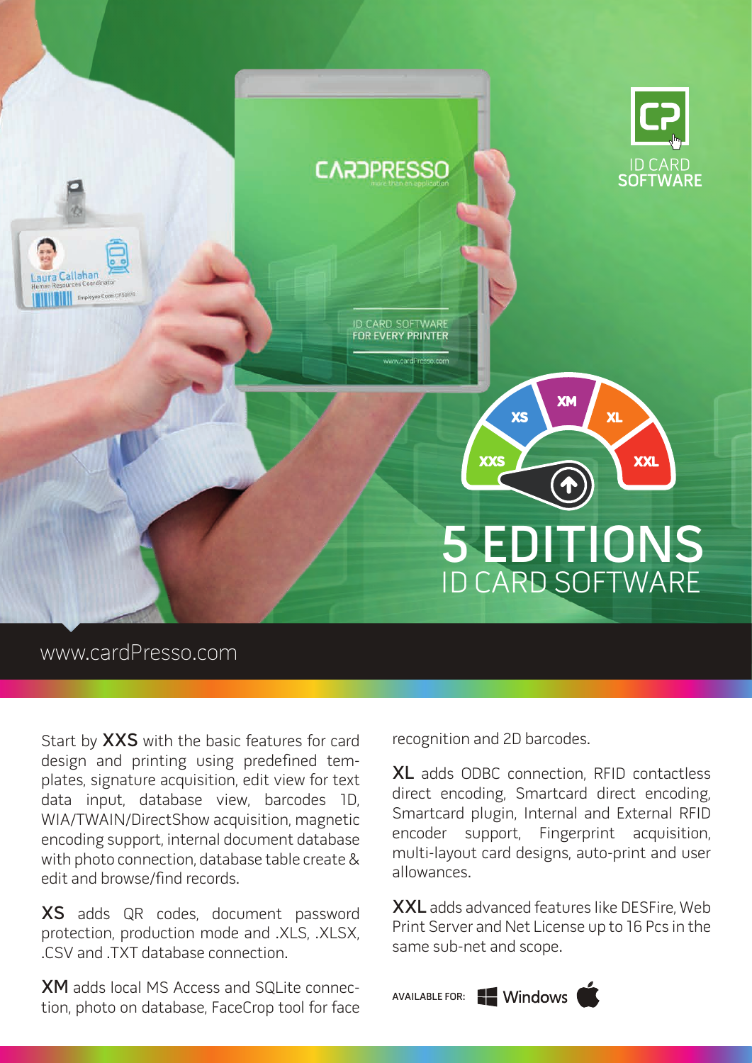# 5 EDITIONS

## ID CARD SOFTWARE

www.cardPresso.com

Start by **XXS** with the basic features for card design and printing using predefined templates, signature acquisition, edit view for text data input, database view, barcodes 1D, WIA/TWAIN/DirectShow acquisition, magnetic encoding support, internal document database with photo connection, database table create & edit and browse/find records.

**XS** adds QR codes, document password protection, production mode and .XLS, .XLSX, .CSV and .TXT database connection.

**XM** adds local MS Access and SQLite connection, photo on database, FaceCrop tool for face recognition and 2D barcodes.

**XL** adds ODBC connection, RFID contactless direct encoding, Smartcard direct encoding, Smartcard plugin, Internal and External RFID encoder support, Fingerprint acquisition, multi-layout card designs, auto-print and user allowances.

**XXL** adds advanced features like DESFire, Web Print Server and Net License up to 16 Pcs in the same sub-net and scope.

AVAILABLE FOR: Windows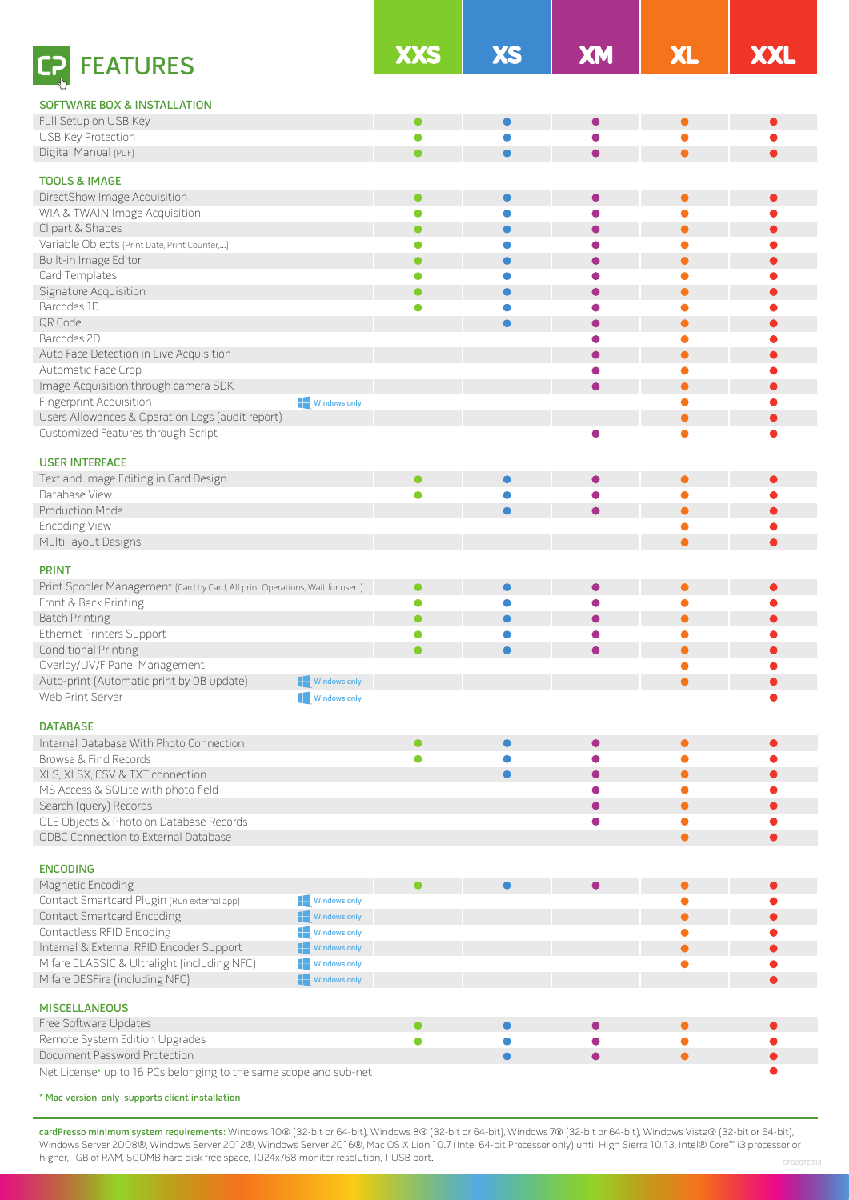# FEATURES

| | XXS | XS | XM | XL | XXL |
|---|---|---|---|---|---|
| **SOFTWARE BOX & INSTALLATION** | | | | | |
| Full Setup on USB Key | ● | ● | ● | ● | ● |
| USB Key Protection | ● | ● | ● | ● | ● |
| Digital Manual (PDF) | ● | ● | ● | ● | ● |
| **TOOLS & IMAGE** | | | | | |
| DirectShow Image Acquisition | ● | ● | ● | ● | ● |
| WIA & TWAIN Image Acquisition | ● | ● | ● | ● | ● |
| Clipart & Shapes | ● | ● | ● | ● | ● |
| Variable Objects (Print Date, Print Counter,...) | ● | ● | ● | ● | ● |
| Built-in Image Editor | ● | ● | ● | ● | ● |
| Card Templates | ● | ● | ● | ● | ● |
| Signature Acquisition | ● | ● | ● | ● | ● |
| Barcodes 1D | ● | ● | ● | ● | ● |
| QR Code | | ● | ● | ● | ● |
| Barcodes 2D | | | ● | ● | ● |
| Auto Face Detection in Live Acquisition | | | ● | ● | ● |
| Automatic Face Crop | | | ● | ● | ● |
| Image Acquisition through camera SDK | | | ● | ● | ● |
| Fingerprint Acquisition (Windows only) | | | | ● | ● |
| Users Allowances & Operation Logs (audit report) | | | | ● | ● |
| Customized Features through Script | | | ● | ● | ● |
| **USER INTERFACE** | | | | | |
| Text and Image Editing in Card Design | ● | ● | ● | ● | ● |
| Database View | ● | ● | ● | ● | ● |
| Production Mode | | ● | ● | ● | ● |
| Encoding View | | | | ● | ● |
| Multi-layout Designs | | | | ● | ● |
| **PRINT** | | | | | |
| Print Spooler Management (Card by Card, All print Operations, Wait for user..) | ● | ● | ● | ● | ● |
| Front & Back Printing | ● | ● | ● | ● | ● |
| Batch Printing | ● | ● | ● | ● | ● |
| Ethernet Printers Support | ● | ● | ● | ● | ● |
| Conditional Printing | ● | ● | ● | ● | ● |
| Overlay/UV/F Panel Management | | | | ● | ● |
| Auto-print (Automatic print by DB update) (Windows only) | | | | ● | ● |
| Web Print Server (Windows only) | | | | | ● |
| **DATABASE** | | | | | |
| Internal Database With Photo Connection | ● | ● | ● | ● | ● |
| Browse & Find Records | ● | ● | ● | ● | ● |
| XLS, XLSX, CSV & TXT connection | | ● | ● | ● | ● |
| MS Access & SQLite with photo field | | | ● | ● | ● |
| Search (query) Records | | | ● | ● | ● |
| OLE Objects & Photo on Database Records | | | ● | ● | ● |
| ODBC Connection to External Database | | | | ● | ● |
| **ENCODING** | | | | | |
| Magnetic Encoding | ● | ● | ● | ● | ● |
| Contact Smartcard Plugin (Run external app) (Windows only) | | | | ● | ● |
| Contact Smartcard Encoding (Windows only) | | | | ● | ● |
| Contactless RFID Encoding (Windows only) | | | | ● | ● |
| Internal & External RFID Encoder Support (Windows only) | | | | ● | ● |
| Mifare CLASSIC & Ultralight (including NFC) (Windows only) | | | | ● | ● |
| Mifare DESFire (including NFC) (Windows only) | | | | | ● |
| **MISCELLANEOUS** | | | | | |
| Free Software Updates | ● | ● | ● | ● | ● |
| Remote System Edition Upgrades | ● | ● | ● | ● | ● |
| Document Password Protection | | ● | ● | ● | ● |
| Net License* up to 16 PCs belonging to the same scope and sub-net | | | | | ● |

\* Mac version only supports client installation

**cardPresso minimum system requirements:** Windows 10® (32-bit or 64-bit), Windows 8® (32-bit or 64-bit), Windows 7® (32-bit or 64-bit), Windows Vista® (32-bit or 64-bit), Windows Server 2008®, Windows Server 2012®, Windows Server 2016®, Mac OS X Lion 10.7 (Intel 64-bit Processor only) until High Sierra 10.13, Intel® Core™ i3 processor or higher, 1GB of RAM, 500MB hard disk free space, 1024x768 monitor resolution, 1 USB port.

CP02072018